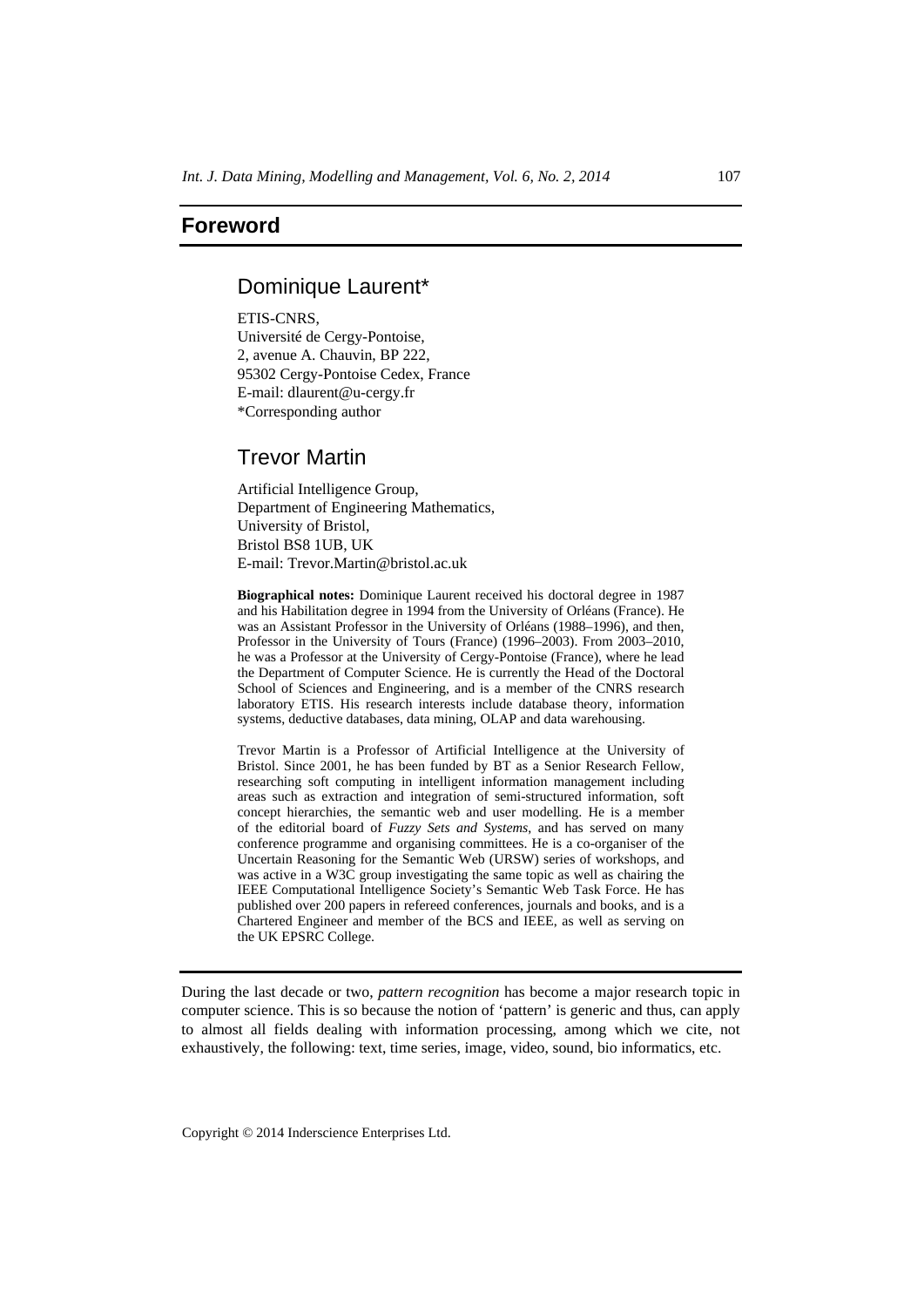# Foreword

## Dominique Laurent*

ETIS-CNRS,
Université de Cergy-Pontoise,
2, avenue A. Chauvin, BP 222,
95302 Cergy-Pontoise Cedex, France
E-mail: dlaurent@u-cergy.fr
*Corresponding author

## Trevor Martin

Artificial Intelligence Group,
Department of Engineering Mathematics,
University of Bristol,
Bristol BS8 1UB, UK
E-mail: Trevor.Martin@bristol.ac.uk

**Biographical notes:** Dominique Laurent received his doctoral degree in 1987 and his Habilitation degree in 1994 from the University of Orléans (France). He was an Assistant Professor in the University of Orléans (1988–1996), and then, Professor in the University of Tours (France) (1996–2003). From 2003–2010, he was a Professor at the University of Cergy-Pontoise (France), where he lead the Department of Computer Science. He is currently the Head of the Doctoral School of Sciences and Engineering, and is a member of the CNRS research laboratory ETIS. His research interests include database theory, information systems, deductive databases, data mining, OLAP and data warehousing.

Trevor Martin is a Professor of Artificial Intelligence at the University of Bristol. Since 2001, he has been funded by BT as a Senior Research Fellow, researching soft computing in intelligent information management including areas such as extraction and integration of semi-structured information, soft concept hierarchies, the semantic web and user modelling. He is a member of the editorial board of *Fuzzy Sets and Systems,* and has served on many conference programme and organising committees. He is a co-organiser of the Uncertain Reasoning for the Semantic Web (URSW) series of workshops, and was active in a W3C group investigating the same topic as well as chairing the IEEE Computational Intelligence Society's Semantic Web Task Force. He has published over 200 papers in refereed conferences, journals and books, and is a Chartered Engineer and member of the BCS and IEEE, as well as serving on the UK EPSRC College.

---

During the last decade or two, *pattern recognition* has become a major research topic in computer science. This is so because the notion of 'pattern' is generic and thus, can apply to almost all fields dealing with information processing, among which we cite, not exhaustively, the following: text, time series, image, video, sound, bio informatics, etc.

Copyright © 2014 Inderscience Enterprises Ltd.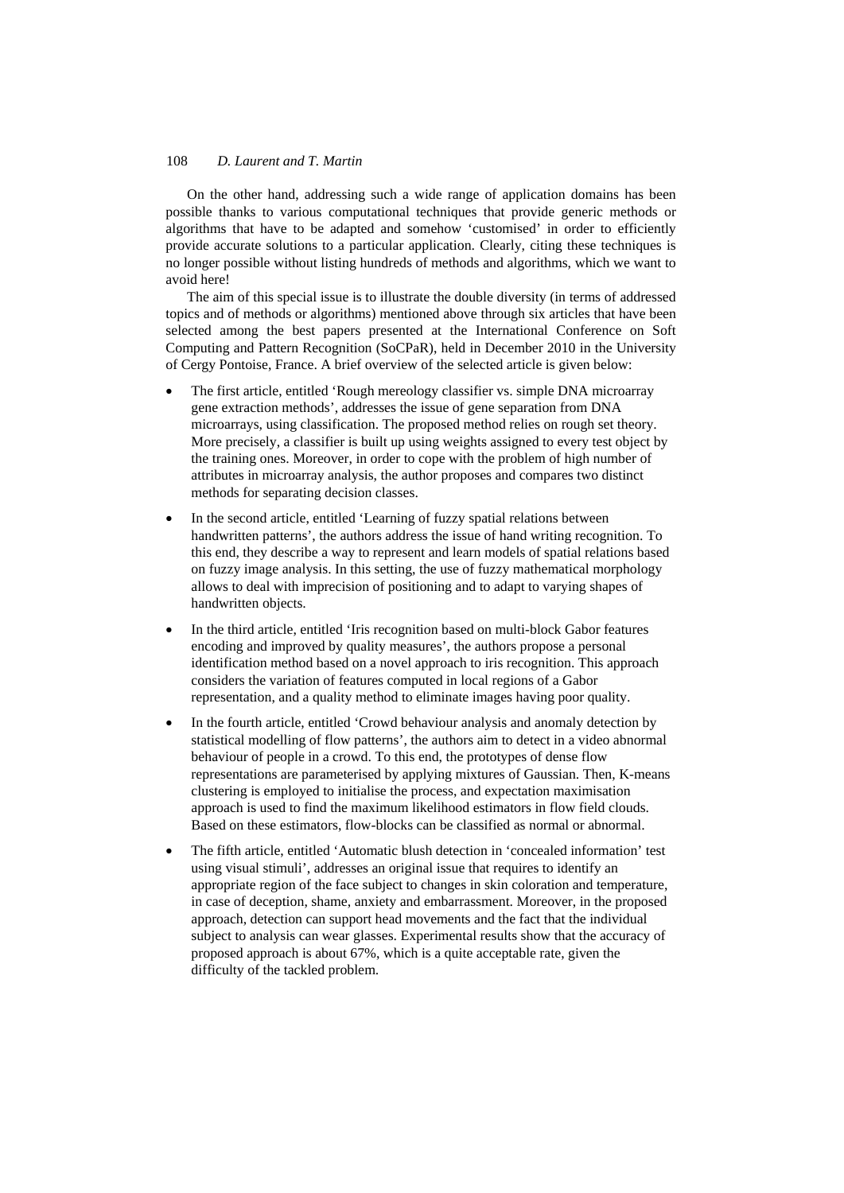On the other hand, addressing such a wide range of application domains has been possible thanks to various computational techniques that provide generic methods or algorithms that have to be adapted and somehow 'customised' in order to efficiently provide accurate solutions to a particular application. Clearly, citing these techniques is no longer possible without listing hundreds of methods and algorithms, which we want to avoid here!

The aim of this special issue is to illustrate the double diversity (in terms of addressed topics and of methods or algorithms) mentioned above through six articles that have been selected among the best papers presented at the International Conference on Soft Computing and Pattern Recognition (SoCPaR), held in December 2010 in the University of Cergy Pontoise, France. A brief overview of the selected article is given below:

- The first article, entitled 'Rough mereology classifier vs. simple DNA microarray gene extraction methods', addresses the issue of gene separation from DNA microarrays, using classification. The proposed method relies on rough set theory. More precisely, a classifier is built up using weights assigned to every test object by the training ones. Moreover, in order to cope with the problem of high number of attributes in microarray analysis, the author proposes and compares two distinct methods for separating decision classes.
- In the second article, entitled 'Learning of fuzzy spatial relations between handwritten patterns', the authors address the issue of hand writing recognition. To this end, they describe a way to represent and learn models of spatial relations based on fuzzy image analysis. In this setting, the use of fuzzy mathematical morphology allows to deal with imprecision of positioning and to adapt to varying shapes of handwritten objects.
- In the third article, entitled 'Iris recognition based on multi-block Gabor features encoding and improved by quality measures', the authors propose a personal identification method based on a novel approach to iris recognition. This approach considers the variation of features computed in local regions of a Gabor representation, and a quality method to eliminate images having poor quality.
- In the fourth article, entitled 'Crowd behaviour analysis and anomaly detection by statistical modelling of flow patterns', the authors aim to detect in a video abnormal behaviour of people in a crowd. To this end, the prototypes of dense flow representations are parameterised by applying mixtures of Gaussian. Then, K-means clustering is employed to initialise the process, and expectation maximisation approach is used to find the maximum likelihood estimators in flow field clouds. Based on these estimators, flow-blocks can be classified as normal or abnormal.
- The fifth article, entitled 'Automatic blush detection in 'concealed information' test using visual stimuli', addresses an original issue that requires to identify an appropriate region of the face subject to changes in skin coloration and temperature, in case of deception, shame, anxiety and embarrassment. Moreover, in the proposed approach, detection can support head movements and the fact that the individual subject to analysis can wear glasses. Experimental results show that the accuracy of proposed approach is about 67%, which is a quite acceptable rate, given the difficulty of the tackled problem.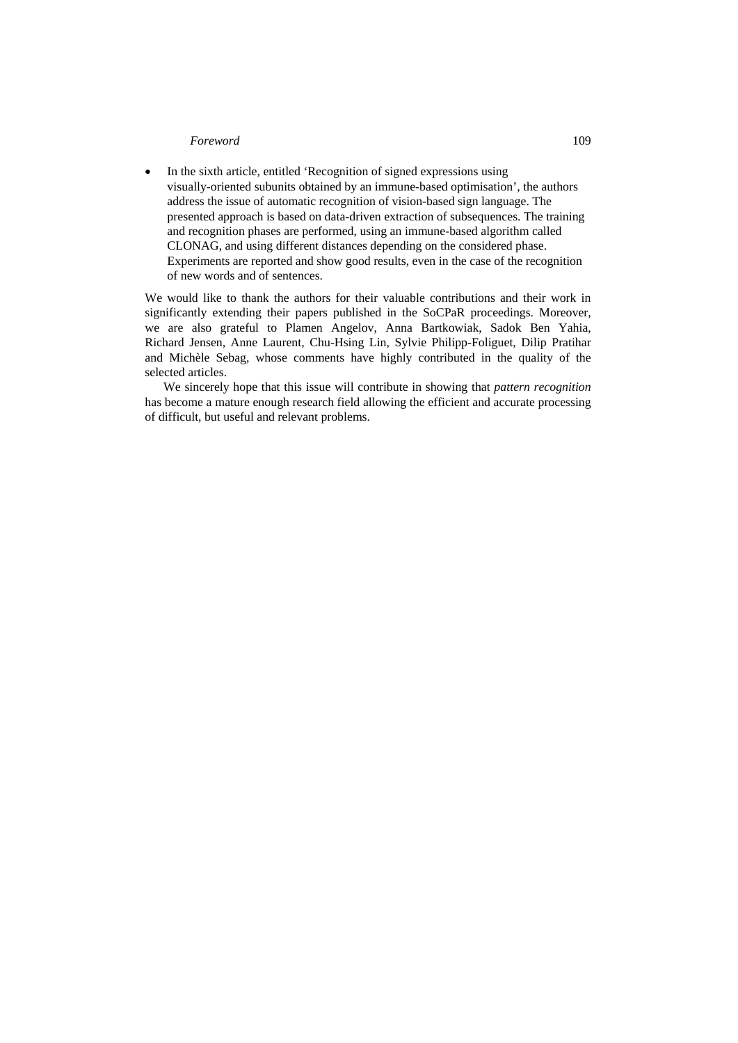- In the sixth article, entitled 'Recognition of signed expressions using visually-oriented subunits obtained by an immune-based optimisation', the authors address the issue of automatic recognition of vision-based sign language. The presented approach is based on data-driven extraction of subsequences. The training and recognition phases are performed, using an immune-based algorithm called CLONAG, and using different distances depending on the considered phase. Experiments are reported and show good results, even in the case of the recognition of new words and of sentences.

We would like to thank the authors for their valuable contributions and their work in significantly extending their papers published in the SoCPaR proceedings. Moreover, we are also grateful to Plamen Angelov, Anna Bartkowiak, Sadok Ben Yahia, Richard Jensen, Anne Laurent, Chu-Hsing Lin, Sylvie Philipp-Foliguet, Dilip Pratihar and Michèle Sebag, whose comments have highly contributed in the quality of the selected articles.

We sincerely hope that this issue will contribute in showing that *pattern recognition* has become a mature enough research field allowing the efficient and accurate processing of difficult, but useful and relevant problems.